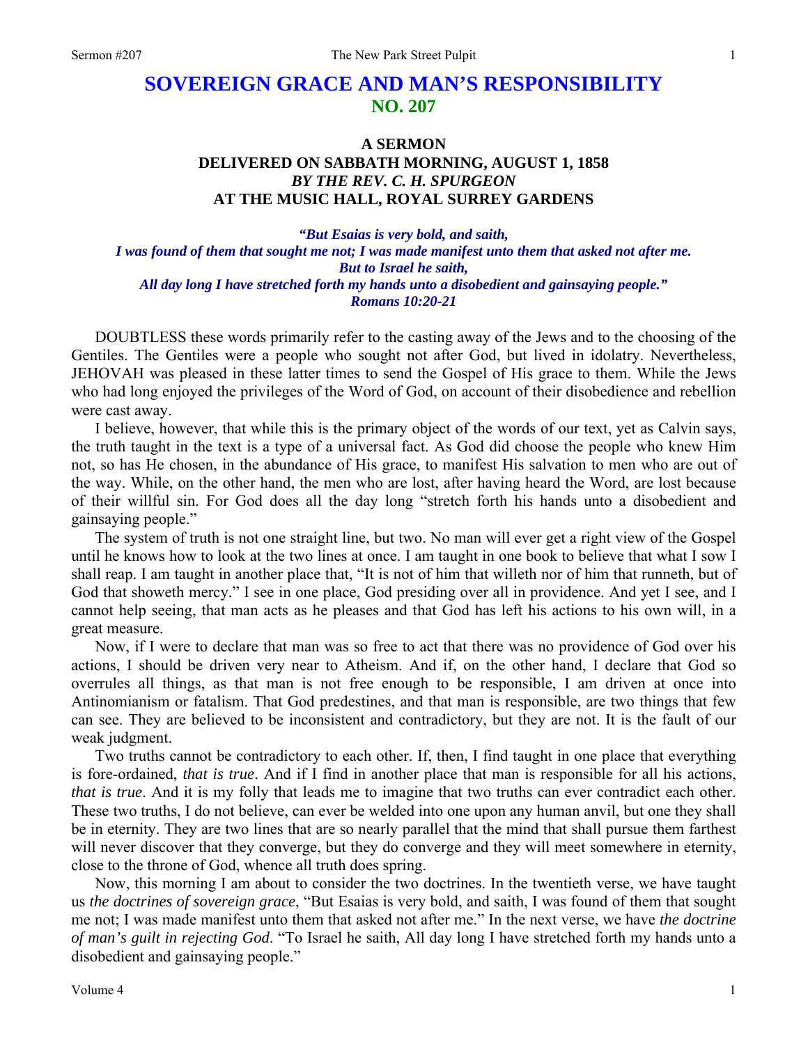# SOVEREIGN GRACE AND MAN'S RESPONSIBILITY
## NO. 207

### A SERMON
### DELIVERED ON SABBATH MORNING, AUGUST 1, 1858
### *BY THE REV. C. H. SPURGEON*
### AT THE MUSIC HALL, ROYAL SURREY GARDENS

***"But Esaias is very bold, and saith,***
***I was found of them that sought me not; I was made manifest unto them that asked not after me.***
***But to Israel he saith,***
***All day long I have stretched forth my hands unto a disobedient and gainsaying people."***
***Romans 10:20-21***

DOUBTLESS these words primarily refer to the casting away of the Jews and to the choosing of the Gentiles. The Gentiles were a people who sought not after God, but lived in idolatry. Nevertheless, JEHOVAH was pleased in these latter times to send the Gospel of His grace to them. While the Jews who had long enjoyed the privileges of the Word of God, on account of their disobedience and rebellion were cast away.

I believe, however, that while this is the primary object of the words of our text, yet as Calvin says, the truth taught in the text is a type of a universal fact. As God did choose the people who knew Him not, so has He chosen, in the abundance of His grace, to manifest His salvation to men who are out of the way. While, on the other hand, the men who are lost, after having heard the Word, are lost because of their willful sin. For God does all the day long "stretch forth his hands unto a disobedient and gainsaying people."

The system of truth is not one straight line, but two. No man will ever get a right view of the Gospel until he knows how to look at the two lines at once. I am taught in one book to believe that what I sow I shall reap. I am taught in another place that, "It is not of him that willeth nor of him that runneth, but of God that showeth mercy." I see in one place, God presiding over all in providence. And yet I see, and I cannot help seeing, that man acts as he pleases and that God has left his actions to his own will, in a great measure.

Now, if I were to declare that man was so free to act that there was no providence of God over his actions, I should be driven very near to Atheism. And if, on the other hand, I declare that God so overrules all things, as that man is not free enough to be responsible, I am driven at once into Antinomianism or fatalism. That God predestines, and that man is responsible, are two things that few can see. They are believed to be inconsistent and contradictory, but they are not. It is the fault of our weak judgment.

Two truths cannot be contradictory to each other. If, then, I find taught in one place that everything is fore-ordained, *that is true*. And if I find in another place that man is responsible for all his actions, *that is true*. And it is my folly that leads me to imagine that two truths can ever contradict each other. These two truths, I do not believe, can ever be welded into one upon any human anvil, but one they shall be in eternity. They are two lines that are so nearly parallel that the mind that shall pursue them farthest will never discover that they converge, but they do converge and they will meet somewhere in eternity, close to the throne of God, whence all truth does spring.

Now, this morning I am about to consider the two doctrines. In the twentieth verse, we have taught us *the doctrines of sovereign grace*, "But Esaias is very bold, and saith, I was found of them that sought me not; I was made manifest unto them that asked not after me." In the next verse, we have *the doctrine of man's guilt in rejecting God*. "To Israel he saith, All day long I have stretched forth my hands unto a disobedient and gainsaying people."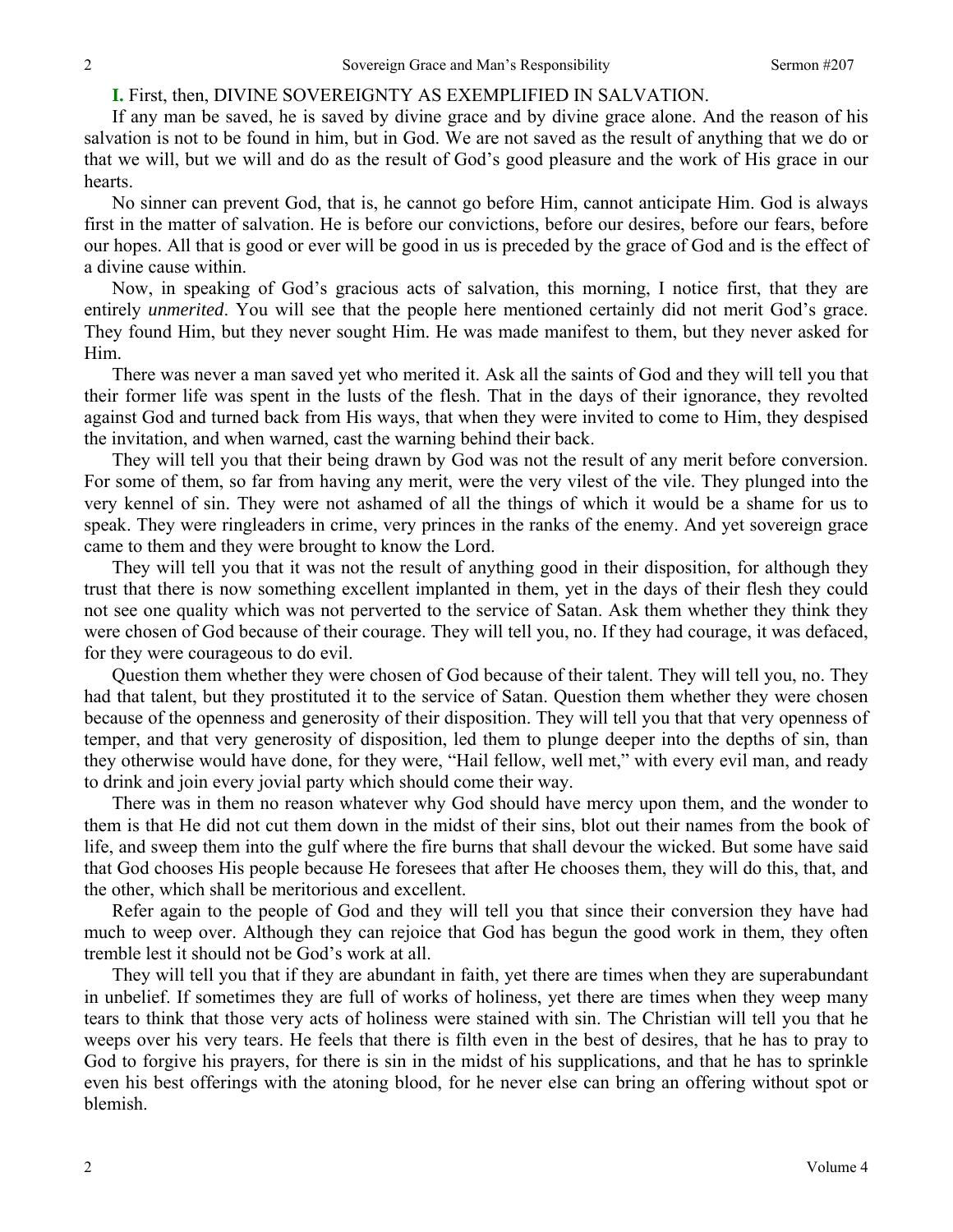**I.** First, then, DIVINE SOVEREIGNTY AS EXEMPLIFIED IN SALVATION.

If any man be saved, he is saved by divine grace and by divine grace alone. And the reason of his salvation is not to be found in him, but in God. We are not saved as the result of anything that we do or that we will, but we will and do as the result of God's good pleasure and the work of His grace in our hearts.

No sinner can prevent God, that is, he cannot go before Him, cannot anticipate Him. God is always first in the matter of salvation. He is before our convictions, before our desires, before our fears, before our hopes. All that is good or ever will be good in us is preceded by the grace of God and is the effect of a divine cause within.

Now, in speaking of God's gracious acts of salvation, this morning, I notice first, that they are entirely *unmerited*. You will see that the people here mentioned certainly did not merit God's grace. They found Him, but they never sought Him. He was made manifest to them, but they never asked for Him.

There was never a man saved yet who merited it. Ask all the saints of God and they will tell you that their former life was spent in the lusts of the flesh. That in the days of their ignorance, they revolted against God and turned back from His ways, that when they were invited to come to Him, they despised the invitation, and when warned, cast the warning behind their back.

They will tell you that their being drawn by God was not the result of any merit before conversion. For some of them, so far from having any merit, were the very vilest of the vile. They plunged into the very kennel of sin. They were not ashamed of all the things of which it would be a shame for us to speak. They were ringleaders in crime, very princes in the ranks of the enemy. And yet sovereign grace came to them and they were brought to know the Lord.

They will tell you that it was not the result of anything good in their disposition, for although they trust that there is now something excellent implanted in them, yet in the days of their flesh they could not see one quality which was not perverted to the service of Satan. Ask them whether they think they were chosen of God because of their courage. They will tell you, no. If they had courage, it was defaced, for they were courageous to do evil.

Question them whether they were chosen of God because of their talent. They will tell you, no. They had that talent, but they prostituted it to the service of Satan. Question them whether they were chosen because of the openness and generosity of their disposition. They will tell you that that very openness of temper, and that very generosity of disposition, led them to plunge deeper into the depths of sin, than they otherwise would have done, for they were, "Hail fellow, well met," with every evil man, and ready to drink and join every jovial party which should come their way.

There was in them no reason whatever why God should have mercy upon them, and the wonder to them is that He did not cut them down in the midst of their sins, blot out their names from the book of life, and sweep them into the gulf where the fire burns that shall devour the wicked. But some have said that God chooses His people because He foresees that after He chooses them, they will do this, that, and the other, which shall be meritorious and excellent.

Refer again to the people of God and they will tell you that since their conversion they have had much to weep over. Although they can rejoice that God has begun the good work in them, they often tremble lest it should not be God's work at all.

They will tell you that if they are abundant in faith, yet there are times when they are superabundant in unbelief. If sometimes they are full of works of holiness, yet there are times when they weep many tears to think that those very acts of holiness were stained with sin. The Christian will tell you that he weeps over his very tears. He feels that there is filth even in the best of desires, that he has to pray to God to forgive his prayers, for there is sin in the midst of his supplications, and that he has to sprinkle even his best offerings with the atoning blood, for he never else can bring an offering without spot or blemish.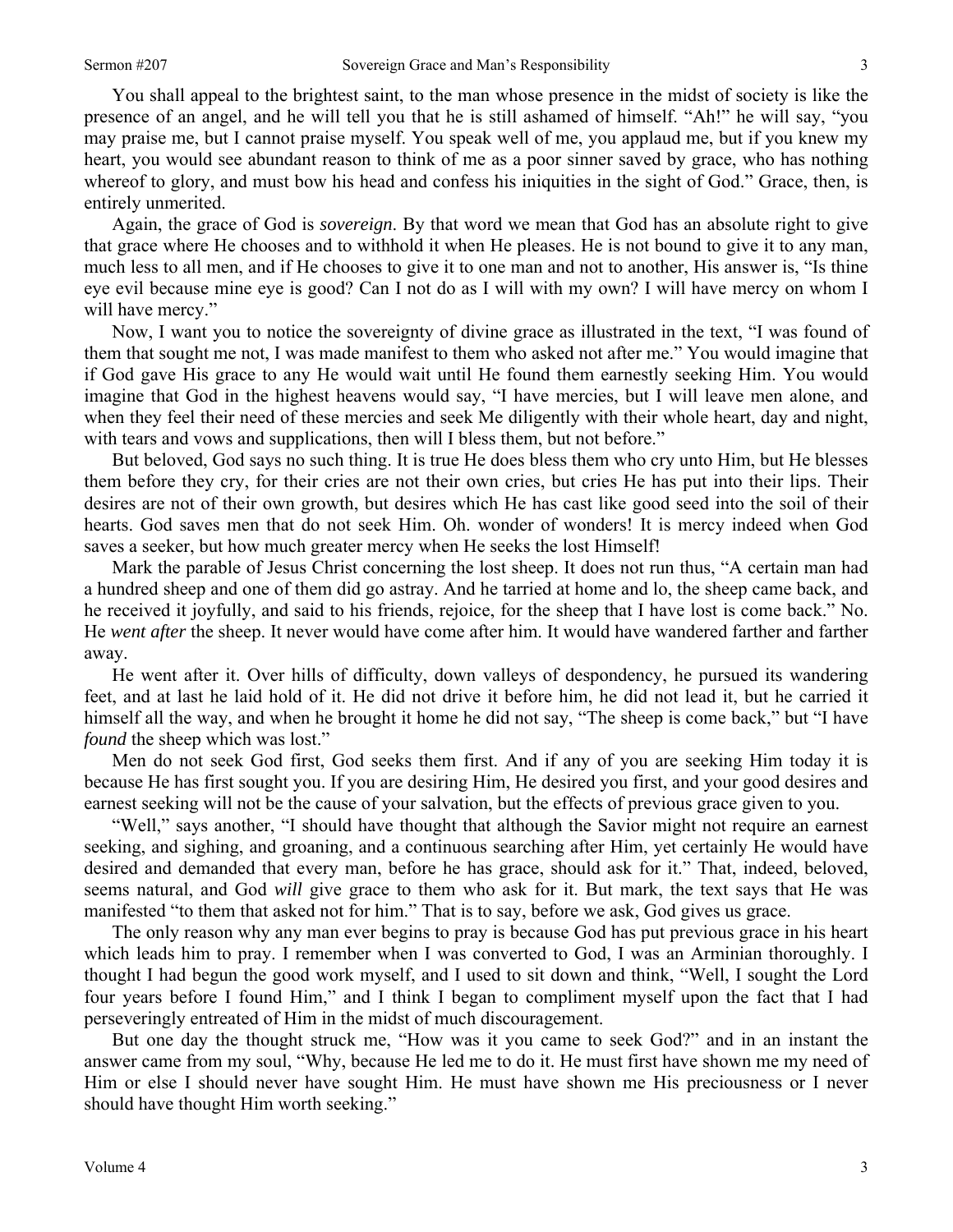You shall appeal to the brightest saint, to the man whose presence in the midst of society is like the presence of an angel, and he will tell you that he is still ashamed of himself. "Ah!" he will say, "you may praise me, but I cannot praise myself. You speak well of me, you applaud me, but if you knew my heart, you would see abundant reason to think of me as a poor sinner saved by grace, who has nothing whereof to glory, and must bow his head and confess his iniquities in the sight of God." Grace, then, is entirely unmerited.

Again, the grace of God is *sovereign*. By that word we mean that God has an absolute right to give that grace where He chooses and to withhold it when He pleases. He is not bound to give it to any man, much less to all men, and if He chooses to give it to one man and not to another, His answer is, "Is thine eye evil because mine eye is good? Can I not do as I will with my own? I will have mercy on whom I will have mercy."

Now, I want you to notice the sovereignty of divine grace as illustrated in the text, "I was found of them that sought me not, I was made manifest to them who asked not after me." You would imagine that if God gave His grace to any He would wait until He found them earnestly seeking Him. You would imagine that God in the highest heavens would say, "I have mercies, but I will leave men alone, and when they feel their need of these mercies and seek Me diligently with their whole heart, day and night, with tears and vows and supplications, then will I bless them, but not before."

But beloved, God says no such thing. It is true He does bless them who cry unto Him, but He blesses them before they cry, for their cries are not their own cries, but cries He has put into their lips. Their desires are not of their own growth, but desires which He has cast like good seed into the soil of their hearts. God saves men that do not seek Him. Oh. wonder of wonders! It is mercy indeed when God saves a seeker, but how much greater mercy when He seeks the lost Himself!

Mark the parable of Jesus Christ concerning the lost sheep. It does not run thus, "A certain man had a hundred sheep and one of them did go astray. And he tarried at home and lo, the sheep came back, and he received it joyfully, and said to his friends, rejoice, for the sheep that I have lost is come back." No. He *went after* the sheep. It never would have come after him. It would have wandered farther and farther away.

He went after it. Over hills of difficulty, down valleys of despondency, he pursued its wandering feet, and at last he laid hold of it. He did not drive it before him, he did not lead it, but he carried it himself all the way, and when he brought it home he did not say, "The sheep is come back," but "I have *found* the sheep which was lost."

Men do not seek God first, God seeks them first. And if any of you are seeking Him today it is because He has first sought you. If you are desiring Him, He desired you first, and your good desires and earnest seeking will not be the cause of your salvation, but the effects of previous grace given to you.

"Well," says another, "I should have thought that although the Savior might not require an earnest seeking, and sighing, and groaning, and a continuous searching after Him, yet certainly He would have desired and demanded that every man, before he has grace, should ask for it." That, indeed, beloved, seems natural, and God *will* give grace to them who ask for it. But mark, the text says that He was manifested "to them that asked not for him." That is to say, before we ask, God gives us grace.

The only reason why any man ever begins to pray is because God has put previous grace in his heart which leads him to pray. I remember when I was converted to God, I was an Arminian thoroughly. I thought I had begun the good work myself, and I used to sit down and think, "Well, I sought the Lord four years before I found Him," and I think I began to compliment myself upon the fact that I had perseveringly entreated of Him in the midst of much discouragement.

But one day the thought struck me, "How was it you came to seek God?" and in an instant the answer came from my soul, "Why, because He led me to do it. He must first have shown me my need of Him or else I should never have sought Him. He must have shown me His preciousness or I never should have thought Him worth seeking."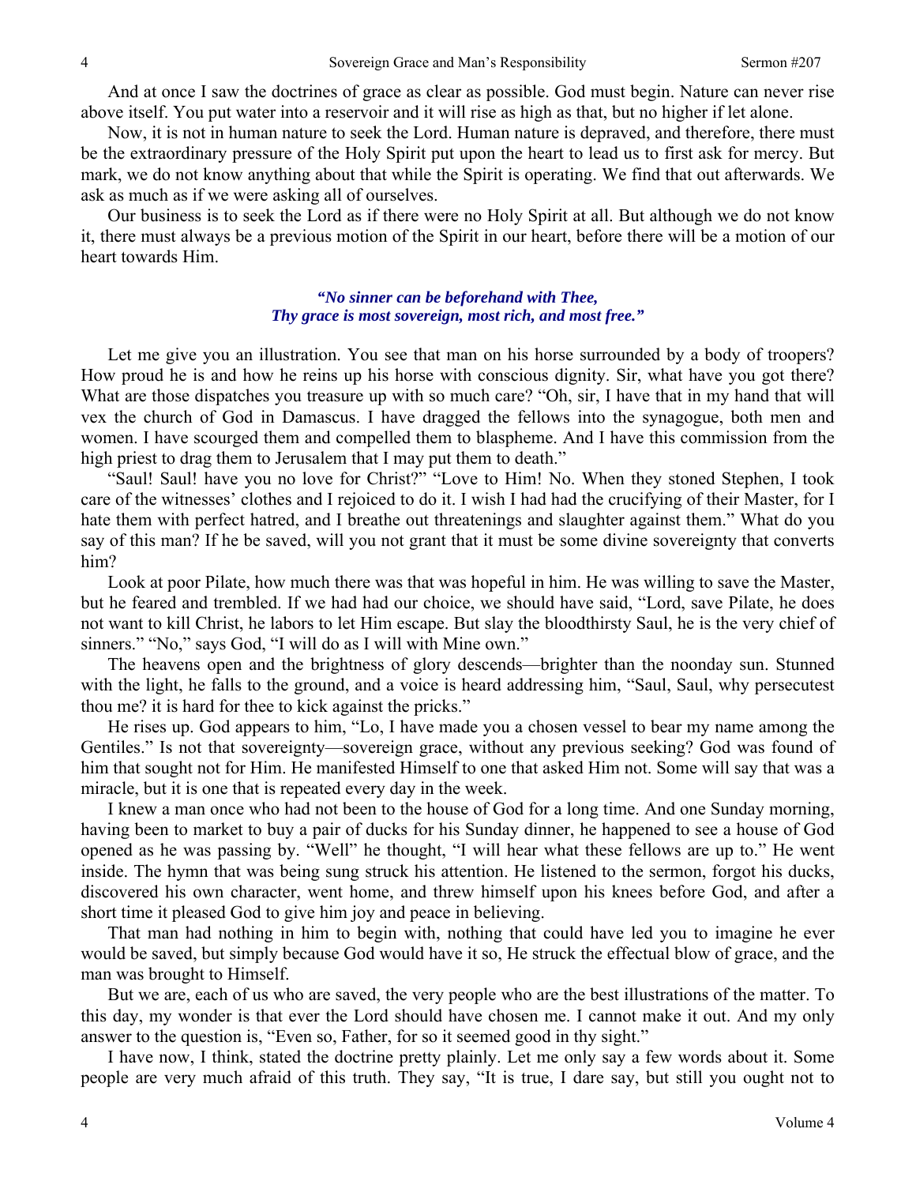And at once I saw the doctrines of grace as clear as possible. God must begin. Nature can never rise above itself. You put water into a reservoir and it will rise as high as that, but no higher if let alone.

Now, it is not in human nature to seek the Lord. Human nature is depraved, and therefore, there must be the extraordinary pressure of the Holy Spirit put upon the heart to lead us to first ask for mercy. But mark, we do not know anything about that while the Spirit is operating. We find that out afterwards. We ask as much as if we were asking all of ourselves.

Our business is to seek the Lord as if there were no Holy Spirit at all. But although we do not know it, there must always be a previous motion of the Spirit in our heart, before there will be a motion of our heart towards Him.

*"No sinner can be beforehand with Thee,*
*Thy grace is most sovereign, most rich, and most free."*

Let me give you an illustration. You see that man on his horse surrounded by a body of troopers? How proud he is and how he reins up his horse with conscious dignity. Sir, what have you got there? What are those dispatches you treasure up with so much care? "Oh, sir, I have that in my hand that will vex the church of God in Damascus. I have dragged the fellows into the synagogue, both men and women. I have scourged them and compelled them to blaspheme. And I have this commission from the high priest to drag them to Jerusalem that I may put them to death."

"Saul! Saul! have you no love for Christ?" "Love to Him! No. When they stoned Stephen, I took care of the witnesses' clothes and I rejoiced to do it. I wish I had had the crucifying of their Master, for I hate them with perfect hatred, and I breathe out threatenings and slaughter against them." What do you say of this man? If he be saved, will you not grant that it must be some divine sovereignty that converts him?

Look at poor Pilate, how much there was that was hopeful in him. He was willing to save the Master, but he feared and trembled. If we had had our choice, we should have said, "Lord, save Pilate, he does not want to kill Christ, he labors to let Him escape. But slay the bloodthirsty Saul, he is the very chief of sinners." "No," says God, "I will do as I will with Mine own."

The heavens open and the brightness of glory descends—brighter than the noonday sun. Stunned with the light, he falls to the ground, and a voice is heard addressing him, "Saul, Saul, why persecutest thou me? it is hard for thee to kick against the pricks."

He rises up. God appears to him, "Lo, I have made you a chosen vessel to bear my name among the Gentiles." Is not that sovereignty—sovereign grace, without any previous seeking? God was found of him that sought not for Him. He manifested Himself to one that asked Him not. Some will say that was a miracle, but it is one that is repeated every day in the week.

I knew a man once who had not been to the house of God for a long time. And one Sunday morning, having been to market to buy a pair of ducks for his Sunday dinner, he happened to see a house of God opened as he was passing by. "Well" he thought, "I will hear what these fellows are up to." He went inside. The hymn that was being sung struck his attention. He listened to the sermon, forgot his ducks, discovered his own character, went home, and threw himself upon his knees before God, and after a short time it pleased God to give him joy and peace in believing.

That man had nothing in him to begin with, nothing that could have led you to imagine he ever would be saved, but simply because God would have it so, He struck the effectual blow of grace, and the man was brought to Himself.

But we are, each of us who are saved, the very people who are the best illustrations of the matter. To this day, my wonder is that ever the Lord should have chosen me. I cannot make it out. And my only answer to the question is, "Even so, Father, for so it seemed good in thy sight."

I have now, I think, stated the doctrine pretty plainly. Let me only say a few words about it. Some people are very much afraid of this truth. They say, "It is true, I dare say, but still you ought not to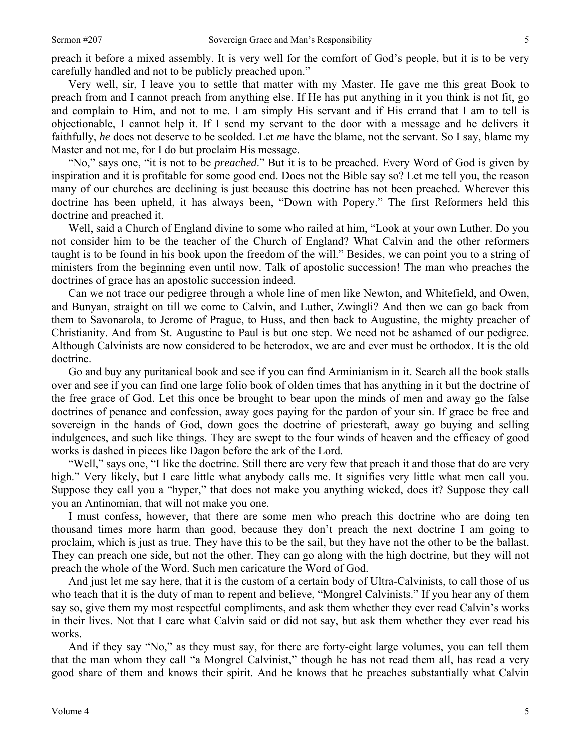preach it before a mixed assembly. It is very well for the comfort of God's people, but it is to be very carefully handled and not to be publicly preached upon."

Very well, sir, I leave you to settle that matter with my Master. He gave me this great Book to preach from and I cannot preach from anything else. If He has put anything in it you think is not fit, go and complain to Him, and not to me. I am simply His servant and if His errand that I am to tell is objectionable, I cannot help it. If I send my servant to the door with a message and he delivers it faithfully, *he* does not deserve to be scolded. Let *me* have the blame, not the servant. So I say, blame my Master and not me, for I do but proclaim His message.

"No," says one, "it is not to be *preached*." But it is to be preached. Every Word of God is given by inspiration and it is profitable for some good end. Does not the Bible say so? Let me tell you, the reason many of our churches are declining is just because this doctrine has not been preached. Wherever this doctrine has been upheld, it has always been, "Down with Popery." The first Reformers held this doctrine and preached it.

Well, said a Church of England divine to some who railed at him, "Look at your own Luther. Do you not consider him to be the teacher of the Church of England? What Calvin and the other reformers taught is to be found in his book upon the freedom of the will." Besides, we can point you to a string of ministers from the beginning even until now. Talk of apostolic succession! The man who preaches the doctrines of grace has an apostolic succession indeed.

Can we not trace our pedigree through a whole line of men like Newton, and Whitefield, and Owen, and Bunyan, straight on till we come to Calvin, and Luther, Zwingli? And then we can go back from them to Savonarola, to Jerome of Prague, to Huss, and then back to Augustine, the mighty preacher of Christianity. And from St. Augustine to Paul is but one step. We need not be ashamed of our pedigree. Although Calvinists are now considered to be heterodox, we are and ever must be orthodox. It is the old doctrine.

Go and buy any puritanical book and see if you can find Arminianism in it. Search all the book stalls over and see if you can find one large folio book of olden times that has anything in it but the doctrine of the free grace of God. Let this once be brought to bear upon the minds of men and away go the false doctrines of penance and confession, away goes paying for the pardon of your sin. If grace be free and sovereign in the hands of God, down goes the doctrine of priestcraft, away go buying and selling indulgences, and such like things. They are swept to the four winds of heaven and the efficacy of good works is dashed in pieces like Dagon before the ark of the Lord.

"Well," says one, "I like the doctrine. Still there are very few that preach it and those that do are very high." Very likely, but I care little what anybody calls me. It signifies very little what men call you. Suppose they call you a "hyper," that does not make you anything wicked, does it? Suppose they call you an Antinomian, that will not make you one.

I must confess, however, that there are some men who preach this doctrine who are doing ten thousand times more harm than good, because they don't preach the next doctrine I am going to proclaim, which is just as true. They have this to be the sail, but they have not the other to be the ballast. They can preach one side, but not the other. They can go along with the high doctrine, but they will not preach the whole of the Word. Such men caricature the Word of God.

And just let me say here, that it is the custom of a certain body of Ultra-Calvinists, to call those of us who teach that it is the duty of man to repent and believe, "Mongrel Calvinists." If you hear any of them say so, give them my most respectful compliments, and ask them whether they ever read Calvin's works in their lives. Not that I care what Calvin said or did not say, but ask them whether they ever read his works.

And if they say "No," as they must say, for there are forty-eight large volumes, you can tell them that the man whom they call "a Mongrel Calvinist," though he has not read them all, has read a very good share of them and knows their spirit. And he knows that he preaches substantially what Calvin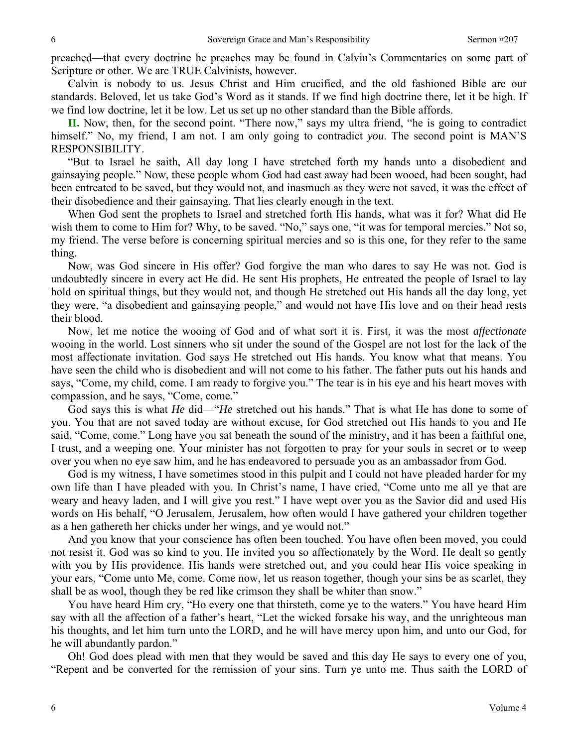preached—that every doctrine he preaches may be found in Calvin's Commentaries on some part of Scripture or other. We are TRUE Calvinists, however.

Calvin is nobody to us. Jesus Christ and Him crucified, and the old fashioned Bible are our standards. Beloved, let us take God's Word as it stands. If we find high doctrine there, let it be high. If we find low doctrine, let it be low. Let us set up no other standard than the Bible affords.

**II.** Now, then, for the second point. "There now," says my ultra friend, "he is going to contradict himself." No, my friend, I am not. I am only going to contradict *you*. The second point is MAN'S RESPONSIBILITY.

"But to Israel he saith, All day long I have stretched forth my hands unto a disobedient and gainsaying people." Now, these people whom God had cast away had been wooed, had been sought, had been entreated to be saved, but they would not, and inasmuch as they were not saved, it was the effect of their disobedience and their gainsaying. That lies clearly enough in the text.

When God sent the prophets to Israel and stretched forth His hands, what was it for? What did He wish them to come to Him for? Why, to be saved. "No," says one, "it was for temporal mercies." Not so, my friend. The verse before is concerning spiritual mercies and so is this one, for they refer to the same thing.

Now, was God sincere in His offer? God forgive the man who dares to say He was not. God is undoubtedly sincere in every act He did. He sent His prophets, He entreated the people of Israel to lay hold on spiritual things, but they would not, and though He stretched out His hands all the day long, yet they were, "a disobedient and gainsaying people," and would not have His love and on their head rests their blood.

Now, let me notice the wooing of God and of what sort it is. First, it was the most *affectionate* wooing in the world. Lost sinners who sit under the sound of the Gospel are not lost for the lack of the most affectionate invitation. God says He stretched out His hands. You know what that means. You have seen the child who is disobedient and will not come to his father. The father puts out his hands and says, "Come, my child, come. I am ready to forgive you." The tear is in his eye and his heart moves with compassion, and he says, "Come, come."

God says this is what *He* did—"*He* stretched out his hands." That is what He has done to some of you. You that are not saved today are without excuse, for God stretched out His hands to you and He said, "Come, come." Long have you sat beneath the sound of the ministry, and it has been a faithful one, I trust, and a weeping one. Your minister has not forgotten to pray for your souls in secret or to weep over you when no eye saw him, and he has endeavored to persuade you as an ambassador from God.

God is my witness, I have sometimes stood in this pulpit and I could not have pleaded harder for my own life than I have pleaded with you. In Christ's name, I have cried, "Come unto me all ye that are weary and heavy laden, and I will give you rest." I have wept over you as the Savior did and used His words on His behalf, "O Jerusalem, Jerusalem, how often would I have gathered your children together as a hen gathereth her chicks under her wings, and ye would not."

And you know that your conscience has often been touched. You have often been moved, you could not resist it. God was so kind to you. He invited you so affectionately by the Word. He dealt so gently with you by His providence. His hands were stretched out, and you could hear His voice speaking in your ears, "Come unto Me, come. Come now, let us reason together, though your sins be as scarlet, they shall be as wool, though they be red like crimson they shall be whiter than snow."

You have heard Him cry, "Ho every one that thirsteth, come ye to the waters." You have heard Him say with all the affection of a father's heart, "Let the wicked forsake his way, and the unrighteous man his thoughts, and let him turn unto the LORD, and he will have mercy upon him, and unto our God, for he will abundantly pardon."

Oh! God does plead with men that they would be saved and this day He says to every one of you, "Repent and be converted for the remission of your sins. Turn ye unto me. Thus saith the LORD of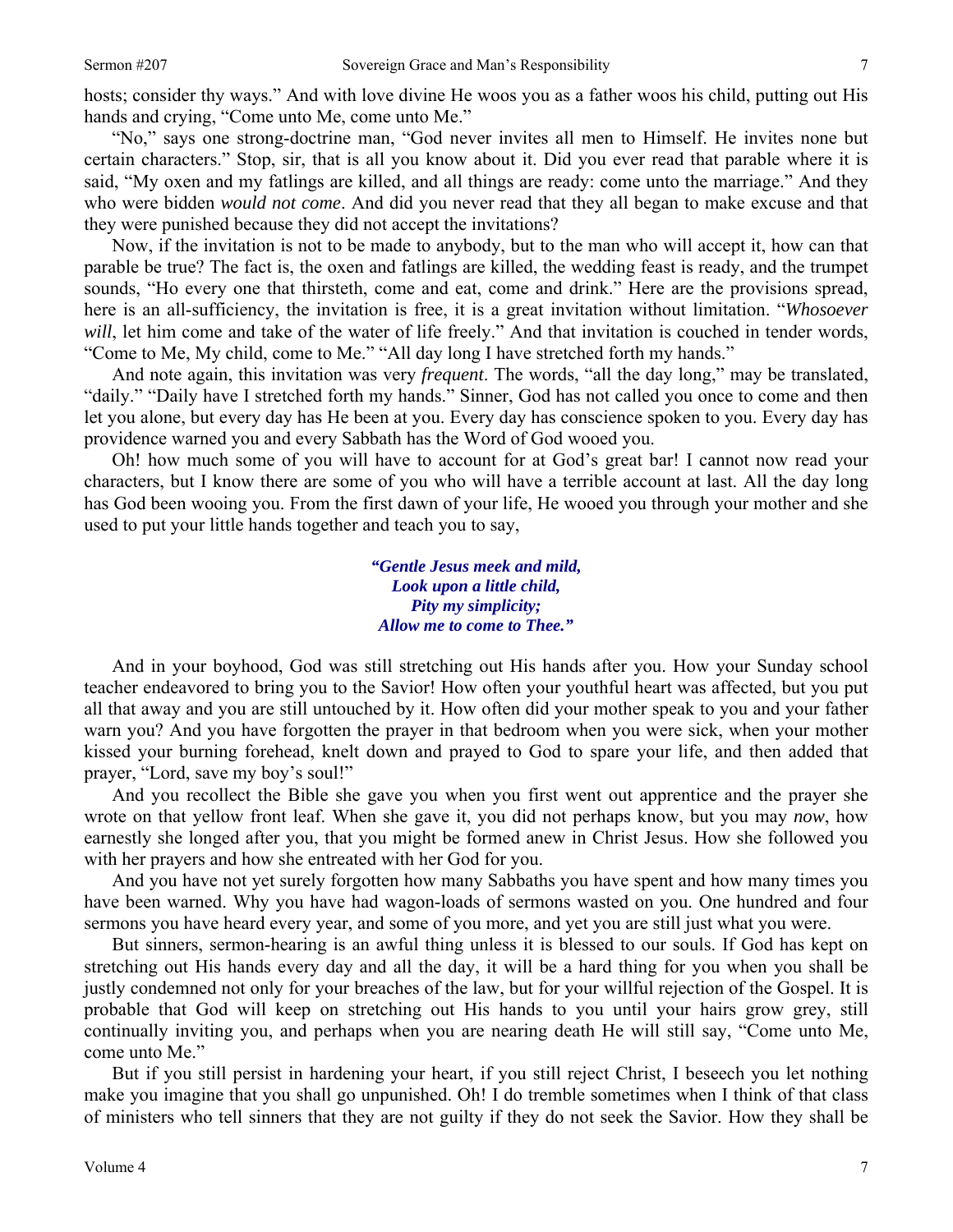hosts; consider thy ways." And with love divine He woos you as a father woos his child, putting out His hands and crying, "Come unto Me, come unto Me."

"No," says one strong-doctrine man, "God never invites all men to Himself. He invites none but certain characters." Stop, sir, that is all you know about it. Did you ever read that parable where it is said, "My oxen and my fatlings are killed, and all things are ready: come unto the marriage." And they who were bidden *would not come*. And did you never read that they all began to make excuse and that they were punished because they did not accept the invitations?

Now, if the invitation is not to be made to anybody, but to the man who will accept it, how can that parable be true? The fact is, the oxen and fatlings are killed, the wedding feast is ready, and the trumpet sounds, "Ho every one that thirsteth, come and eat, come and drink." Here are the provisions spread, here is an all-sufficiency, the invitation is free, it is a great invitation without limitation. "*Whosoever will*, let him come and take of the water of life freely." And that invitation is couched in tender words, "Come to Me, My child, come to Me." "All day long I have stretched forth my hands."

And note again, this invitation was very *frequent*. The words, "all the day long," may be translated, "daily." "Daily have I stretched forth my hands." Sinner, God has not called you once to come and then let you alone, but every day has He been at you. Every day has conscience spoken to you. Every day has providence warned you and every Sabbath has the Word of God wooed you.

Oh! how much some of you will have to account for at God's great bar! I cannot now read your characters, but I know there are some of you who will have a terrible account at last. All the day long has God been wooing you. From the first dawn of your life, He wooed you through your mother and she used to put your little hands together and teach you to say,

> ***"Gentle Jesus meek and mild,***
> ***Look upon a little child,***
> ***Pity my simplicity;***
> ***Allow me to come to Thee."***

And in your boyhood, God was still stretching out His hands after you. How your Sunday school teacher endeavored to bring you to the Savior! How often your youthful heart was affected, but you put all that away and you are still untouched by it. How often did your mother speak to you and your father warn you? And you have forgotten the prayer in that bedroom when you were sick, when your mother kissed your burning forehead, knelt down and prayed to God to spare your life, and then added that prayer, "Lord, save my boy's soul!"

And you recollect the Bible she gave you when you first went out apprentice and the prayer she wrote on that yellow front leaf. When she gave it, you did not perhaps know, but you may *now*, how earnestly she longed after you, that you might be formed anew in Christ Jesus. How she followed you with her prayers and how she entreated with her God for you.

And you have not yet surely forgotten how many Sabbaths you have spent and how many times you have been warned. Why you have had wagon-loads of sermons wasted on you. One hundred and four sermons you have heard every year, and some of you more, and yet you are still just what you were.

But sinners, sermon-hearing is an awful thing unless it is blessed to our souls. If God has kept on stretching out His hands every day and all the day, it will be a hard thing for you when you shall be justly condemned not only for your breaches of the law, but for your willful rejection of the Gospel. It is probable that God will keep on stretching out His hands to you until your hairs grow grey, still continually inviting you, and perhaps when you are nearing death He will still say, "Come unto Me, come unto Me."

But if you still persist in hardening your heart, if you still reject Christ, I beseech you let nothing make you imagine that you shall go unpunished. Oh! I do tremble sometimes when I think of that class of ministers who tell sinners that they are not guilty if they do not seek the Savior. How they shall be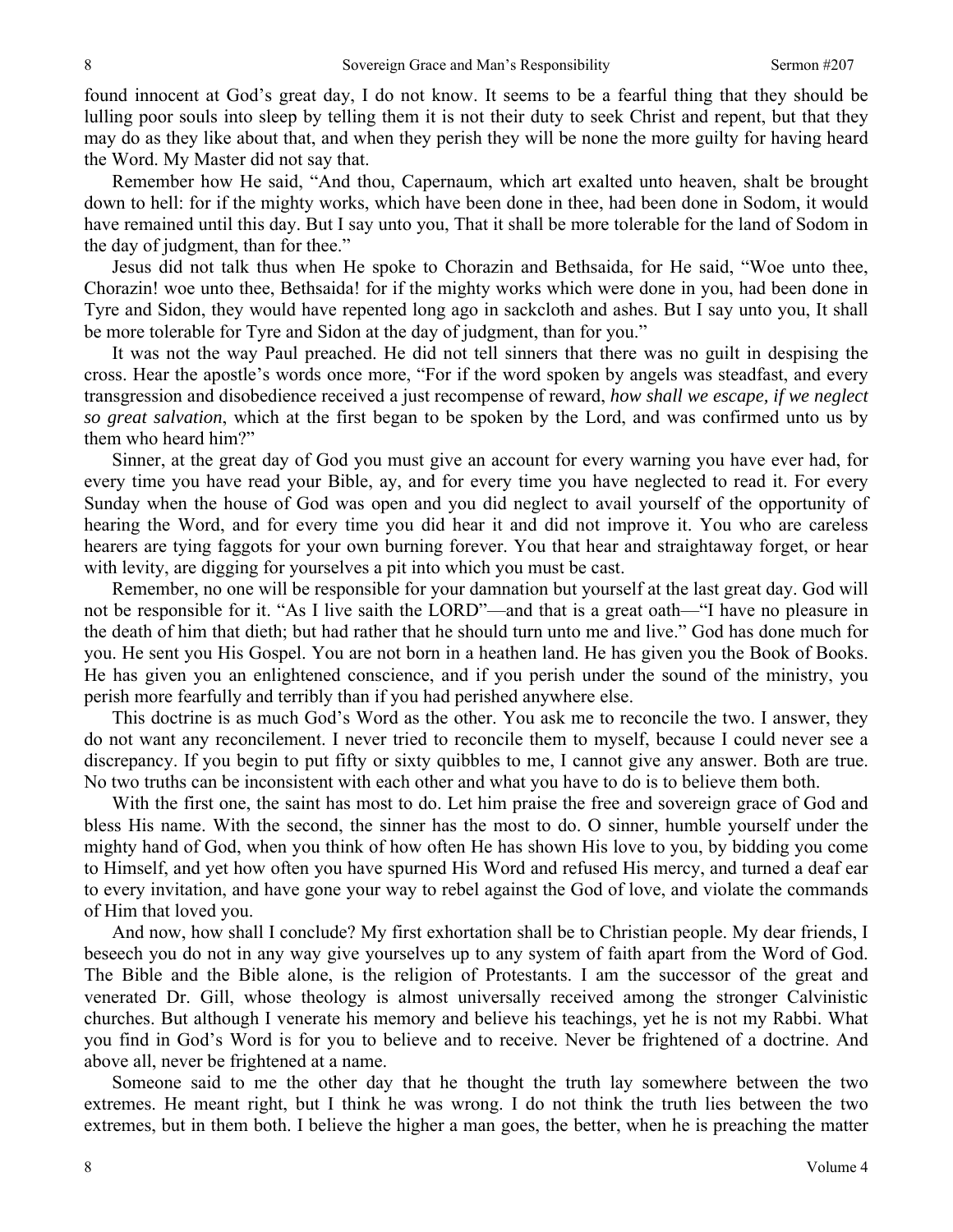found innocent at God's great day, I do not know. It seems to be a fearful thing that they should be lulling poor souls into sleep by telling them it is not their duty to seek Christ and repent, but that they may do as they like about that, and when they perish they will be none the more guilty for having heard the Word. My Master did not say that.

Remember how He said, "And thou, Capernaum, which art exalted unto heaven, shalt be brought down to hell: for if the mighty works, which have been done in thee, had been done in Sodom, it would have remained until this day. But I say unto you, That it shall be more tolerable for the land of Sodom in the day of judgment, than for thee."

Jesus did not talk thus when He spoke to Chorazin and Bethsaida, for He said, "Woe unto thee, Chorazin! woe unto thee, Bethsaida! for if the mighty works which were done in you, had been done in Tyre and Sidon, they would have repented long ago in sackcloth and ashes. But I say unto you, It shall be more tolerable for Tyre and Sidon at the day of judgment, than for you."

It was not the way Paul preached. He did not tell sinners that there was no guilt in despising the cross. Hear the apostle's words once more, "For if the word spoken by angels was steadfast, and every transgression and disobedience received a just recompense of reward, *how shall we escape, if we neglect so great salvation*, which at the first began to be spoken by the Lord, and was confirmed unto us by them who heard him?"

Sinner, at the great day of God you must give an account for every warning you have ever had, for every time you have read your Bible, ay, and for every time you have neglected to read it. For every Sunday when the house of God was open and you did neglect to avail yourself of the opportunity of hearing the Word, and for every time you did hear it and did not improve it. You who are careless hearers are tying faggots for your own burning forever. You that hear and straightaway forget, or hear with levity, are digging for yourselves a pit into which you must be cast.

Remember, no one will be responsible for your damnation but yourself at the last great day. God will not be responsible for it. "As I live saith the LORD"—and that is a great oath—"I have no pleasure in the death of him that dieth; but had rather that he should turn unto me and live." God has done much for you. He sent you His Gospel. You are not born in a heathen land. He has given you the Book of Books. He has given you an enlightened conscience, and if you perish under the sound of the ministry, you perish more fearfully and terribly than if you had perished anywhere else.

This doctrine is as much God's Word as the other. You ask me to reconcile the two. I answer, they do not want any reconcilement. I never tried to reconcile them to myself, because I could never see a discrepancy. If you begin to put fifty or sixty quibbles to me, I cannot give any answer. Both are true. No two truths can be inconsistent with each other and what you have to do is to believe them both.

With the first one, the saint has most to do. Let him praise the free and sovereign grace of God and bless His name. With the second, the sinner has the most to do. O sinner, humble yourself under the mighty hand of God, when you think of how often He has shown His love to you, by bidding you come to Himself, and yet how often you have spurned His Word and refused His mercy, and turned a deaf ear to every invitation, and have gone your way to rebel against the God of love, and violate the commands of Him that loved you.

And now, how shall I conclude? My first exhortation shall be to Christian people. My dear friends, I beseech you do not in any way give yourselves up to any system of faith apart from the Word of God. The Bible and the Bible alone, is the religion of Protestants. I am the successor of the great and venerated Dr. Gill, whose theology is almost universally received among the stronger Calvinistic churches. But although I venerate his memory and believe his teachings, yet he is not my Rabbi. What you find in God's Word is for you to believe and to receive. Never be frightened of a doctrine. And above all, never be frightened at a name.

Someone said to me the other day that he thought the truth lay somewhere between the two extremes. He meant right, but I think he was wrong. I do not think the truth lies between the two extremes, but in them both. I believe the higher a man goes, the better, when he is preaching the matter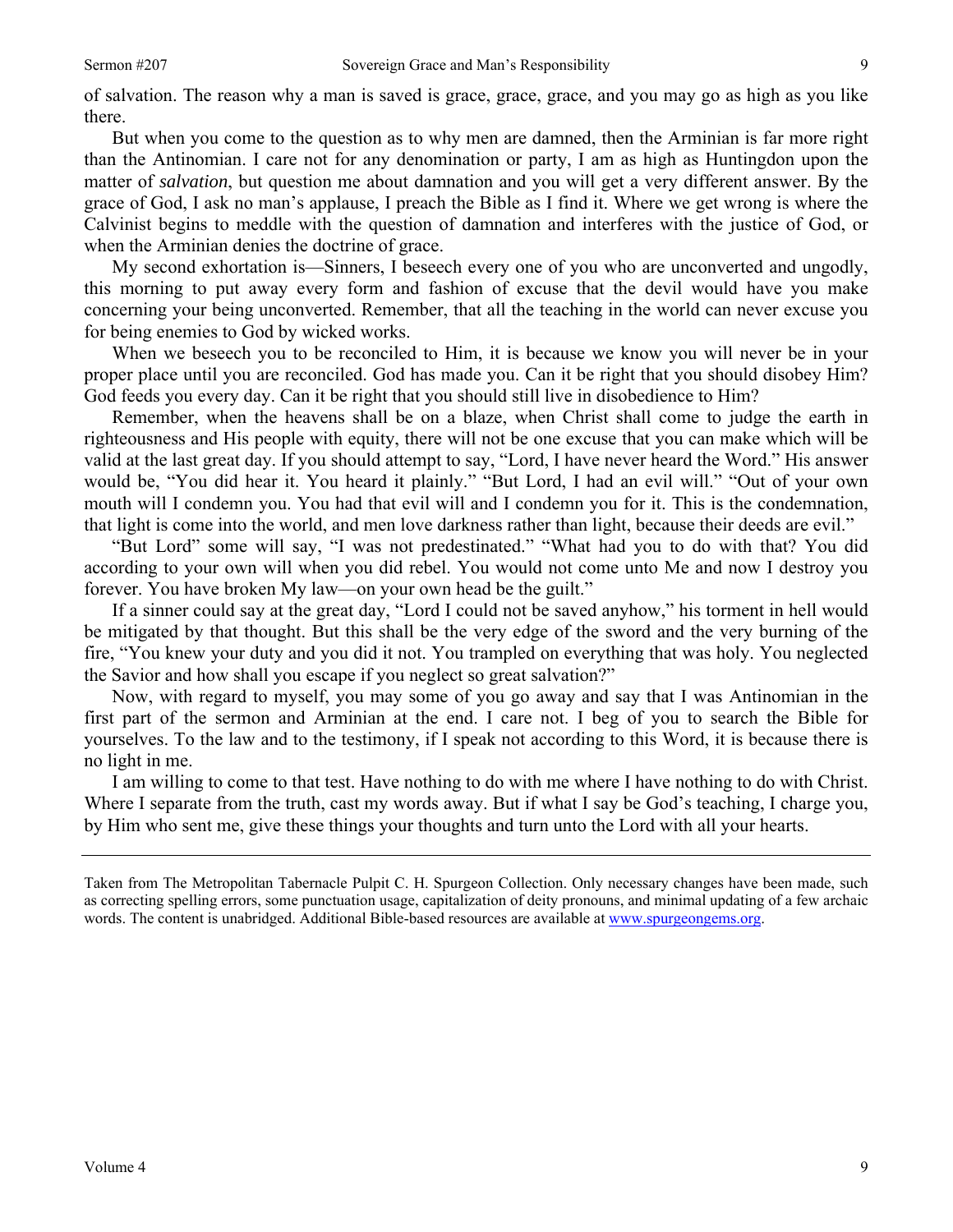of salvation. The reason why a man is saved is grace, grace, grace, and you may go as high as you like there.

But when you come to the question as to why men are damned, then the Arminian is far more right than the Antinomian. I care not for any denomination or party, I am as high as Huntingdon upon the matter of *salvation*, but question me about damnation and you will get a very different answer. By the grace of God, I ask no man's applause, I preach the Bible as I find it. Where we get wrong is where the Calvinist begins to meddle with the question of damnation and interferes with the justice of God, or when the Arminian denies the doctrine of grace.

My second exhortation is—Sinners, I beseech every one of you who are unconverted and ungodly, this morning to put away every form and fashion of excuse that the devil would have you make concerning your being unconverted. Remember, that all the teaching in the world can never excuse you for being enemies to God by wicked works.

When we beseech you to be reconciled to Him, it is because we know you will never be in your proper place until you are reconciled. God has made you. Can it be right that you should disobey Him? God feeds you every day. Can it be right that you should still live in disobedience to Him?

Remember, when the heavens shall be on a blaze, when Christ shall come to judge the earth in righteousness and His people with equity, there will not be one excuse that you can make which will be valid at the last great day. If you should attempt to say, "Lord, I have never heard the Word." His answer would be, "You did hear it. You heard it plainly." "But Lord, I had an evil will." "Out of your own mouth will I condemn you. You had that evil will and I condemn you for it. This is the condemnation, that light is come into the world, and men love darkness rather than light, because their deeds are evil."

"But Lord" some will say, "I was not predestinated." "What had you to do with that? You did according to your own will when you did rebel. You would not come unto Me and now I destroy you forever. You have broken My law—on your own head be the guilt."

If a sinner could say at the great day, "Lord I could not be saved anyhow," his torment in hell would be mitigated by that thought. But this shall be the very edge of the sword and the very burning of the fire, "You knew your duty and you did it not. You trampled on everything that was holy. You neglected the Savior and how shall you escape if you neglect so great salvation?"

Now, with regard to myself, you may some of you go away and say that I was Antinomian in the first part of the sermon and Arminian at the end. I care not. I beg of you to search the Bible for yourselves. To the law and to the testimony, if I speak not according to this Word, it is because there is no light in me.

I am willing to come to that test. Have nothing to do with me where I have nothing to do with Christ. Where I separate from the truth, cast my words away. But if what I say be God's teaching, I charge you, by Him who sent me, give these things your thoughts and turn unto the Lord with all your hearts.

---

Taken from The Metropolitan Tabernacle Pulpit C. H. Spurgeon Collection. Only necessary changes have been made, such as correcting spelling errors, some punctuation usage, capitalization of deity pronouns, and minimal updating of a few archaic words. The content is unabridged. Additional Bible-based resources are available at www.spurgeongems.org.